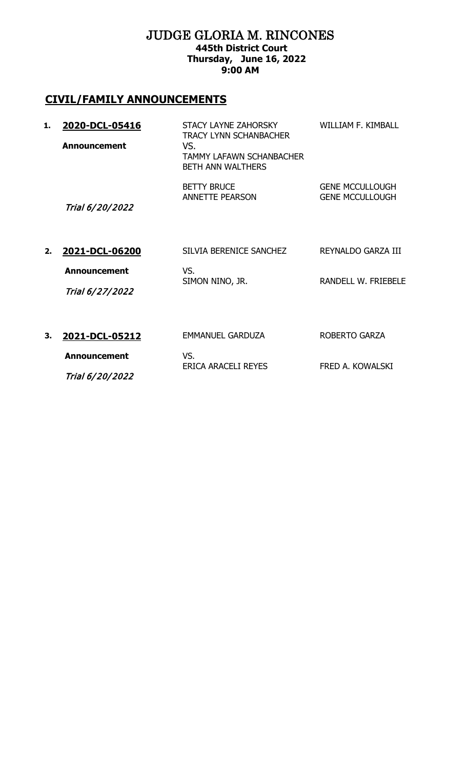# JUDGE GLORIA M. RINCONES

**445th District Court**
**Thursday, June 16, 2022**
**9:00 AM**

## CIVIL/FAMILY ANNOUNCEMENTS

| | Case | Parties | Attorney |
|---|---|---|---|
| **1.** | **2020-DCL-05416** | STACY LAYNE ZAHORSKY<br>TRACY LYNN SCHANBACHER | WILLIAM F. KIMBALL |
| | **Announcement** | VS.<br>TAMMY LAFAWN SCHANBACHER<br>BETH ANN WALTHERS | |
| | | BETTY BRUCE | GENE MCCULLOUGH |
| | *Trial 6/20/2022* | ANNETTE PEARSON | GENE MCCULLOUGH |
| **2.** | **2021-DCL-06200** | SILVIA BERENICE SANCHEZ | REYNALDO GARZA III |
| | **Announcement** | VS. | |
| | *Trial 6/27/2022* | SIMON NINO, JR. | RANDELL W. FRIEBELE |
| **3.** | **2021-DCL-05212** | EMMANUEL GARDUZA | ROBERTO GARZA |
| | **Announcement** | VS. | |
| | *Trial 6/20/2022* | ERICA ARACELI REYES | FRED A. KOWALSKI |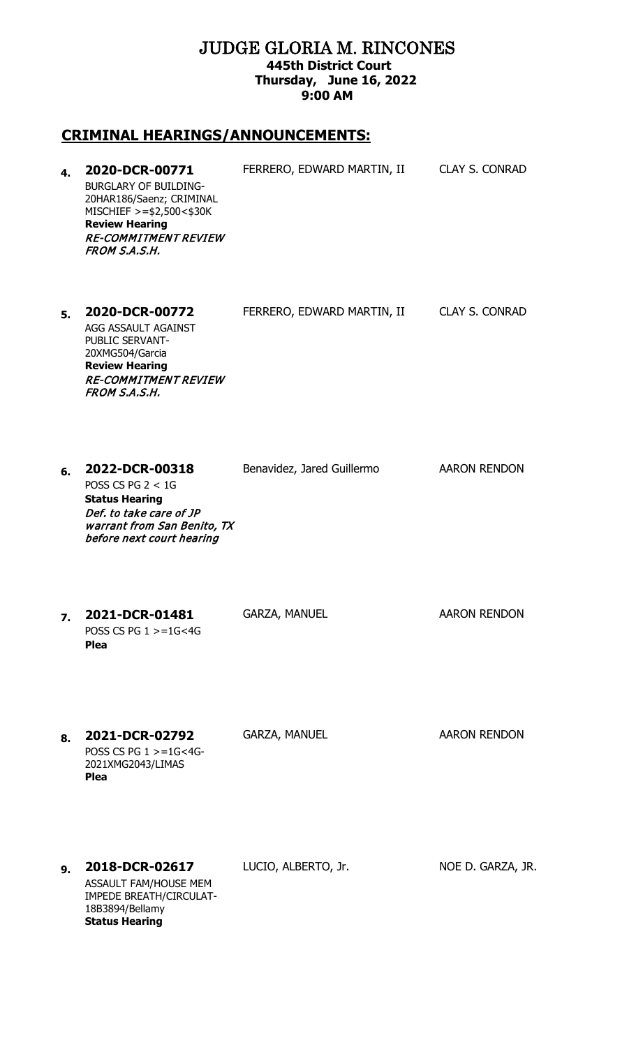# JUDGE GLORIA M. RINCONES

**445th District Court**
**Thursday, June 16, 2022**
**9:00 AM**

## CRIMINAL HEARINGS/ANNOUNCEMENTS:

**4. 2020-DCR-00771** — FERRERO, EDWARD MARTIN, II — CLAY S. CONRAD

BURGLARY OF BUILDING-20HAR186/Saenz; CRIMINAL MISCHIEF >=$2,500<$30K
**Review Hearing**
*RE-COMMITMENT REVIEW FROM S.A.S.H.*

**5. 2020-DCR-00772** — FERRERO, EDWARD MARTIN, II — CLAY S. CONRAD

AGG ASSAULT AGAINST PUBLIC SERVANT-20XMG504/Garcia
**Review Hearing**
*RE-COMMITMENT REVIEW FROM S.A.S.H.*

**6. 2022-DCR-00318** — Benavidez, Jared Guillermo — AARON RENDON

POSS CS PG 2 < 1G
**Status Hearing**
*Def. to take care of JP warrant from San Benito, TX before next court hearing*

**7. 2021-DCR-01481** — GARZA, MANUEL — AARON RENDON

POSS CS PG 1 >=1G<4G
**Plea**

**8. 2021-DCR-02792** — GARZA, MANUEL — AARON RENDON

POSS CS PG 1 >=1G<4G-2021XMG2043/LIMAS
**Plea**

**9. 2018-DCR-02617** — LUCIO, ALBERTO, Jr. — NOE D. GARZA, JR.

ASSAULT FAM/HOUSE MEM IMPEDE BREATH/CIRCULAT-18B3894/Bellamy
**Status Hearing**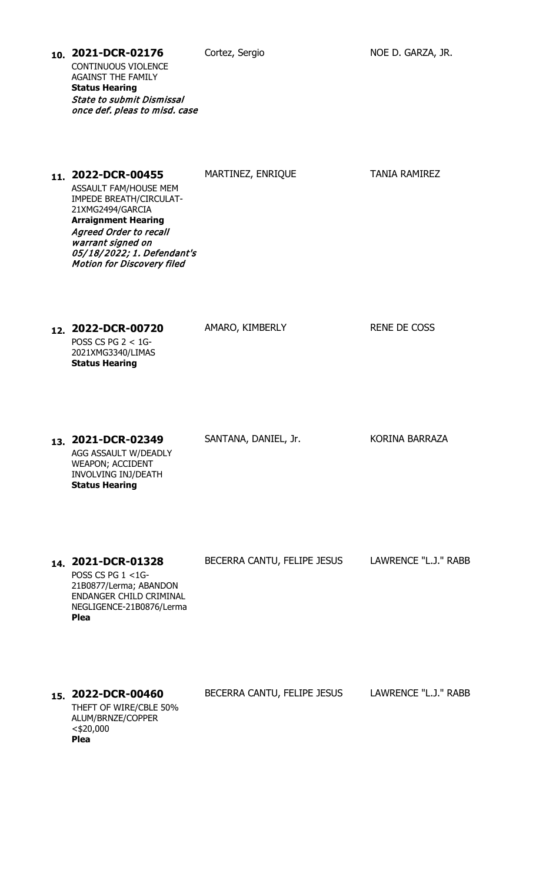| No. | Case | Defendant | Attorney |
|---|---|---|---|
| 10. | **2021-DCR-02176**<br>CONTINUOUS VIOLENCE AGAINST THE FAMILY<br>**Status Hearing**<br>*State to submit Dismissal once def. pleas to misd. case* | Cortez, Sergio | NOE D. GARZA, JR. |
| 11. | **2022-DCR-00455**<br>ASSAULT FAM/HOUSE MEM IMPEDE BREATH/CIRCULAT-21XMG2494/GARCIA<br>**Arraignment Hearing**<br>*Agreed Order to recall warrant signed on 05/18/2022; 1. Defendant's Motion for Discovery filed* | MARTINEZ, ENRIQUE | TANIA RAMIREZ |
| 12. | **2022-DCR-00720**<br>POSS CS PG 2 < 1G-2021XMG3340/LIMAS<br>**Status Hearing** | AMARO, KIMBERLY | RENE DE COSS |
| 13. | **2021-DCR-02349**<br>AGG ASSAULT W/DEADLY WEAPON; ACCIDENT INVOLVING INJ/DEATH<br>**Status Hearing** | SANTANA, DANIEL, Jr. | KORINA BARRAZA |
| 14. | **2021-DCR-01328**<br>POSS CS PG 1 <1G-21B0877/Lerma; ABANDON ENDANGER CHILD CRIMINAL NEGLIGENCE-21B0876/Lerma<br>**Plea** | BECERRA CANTU, FELIPE JESUS | LAWRENCE "L.J." RABB |
| 15. | **2022-DCR-00460**<br>THEFT OF WIRE/CBLE 50% ALUM/BRNZE/COPPER <$20,000<br>**Plea** | BECERRA CANTU, FELIPE JESUS | LAWRENCE "L.J." RABB |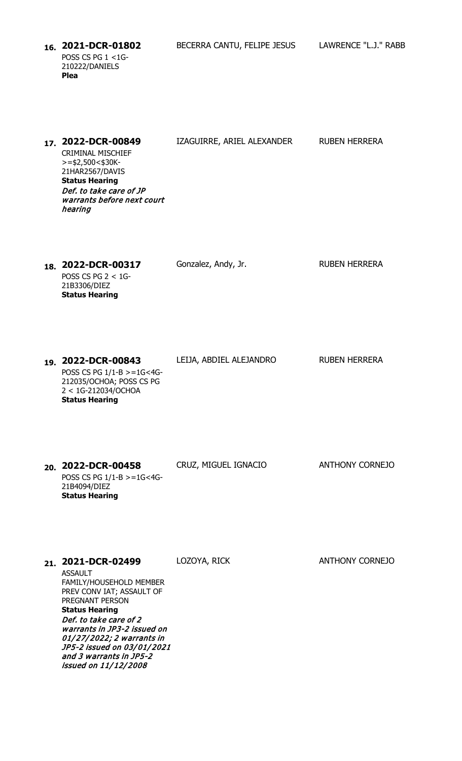| # | Case | Defendant | Attorney |
|---|---|---|---|
| 16. | **2021-DCR-01802**<br>POSS CS PG 1 <1G-210222/DANIELS<br>**Plea** | BECERRA CANTU, FELIPE JESUS | LAWRENCE "L.J." RABB |
| 17. | **2022-DCR-00849**<br>CRIMINAL MISCHIEF >=$2,500<$30K-21HAR2567/DAVIS<br>**Status Hearing**<br>*Def. to take care of JP warrants before next court hearing* | IZAGUIRRE, ARIEL ALEXANDER | RUBEN HERRERA |
| 18. | **2022-DCR-00317**<br>POSS CS PG 2 < 1G-21B3306/DIEZ<br>**Status Hearing** | Gonzalez, Andy, Jr. | RUBEN HERRERA |
| 19. | **2022-DCR-00843**<br>POSS CS PG 1/1-B >=1G<4G-212035/OCHOA; POSS CS PG 2 < 1G-212034/OCHOA<br>**Status Hearing** | LEIJA, ABDIEL ALEJANDRO | RUBEN HERRERA |
| 20. | **2022-DCR-00458**<br>POSS CS PG 1/1-B >=1G<4G-21B4094/DIEZ<br>**Status Hearing** | CRUZ, MIGUEL IGNACIO | ANTHONY CORNEJO |
| 21. | **2021-DCR-02499**<br>ASSAULT FAMILY/HOUSEHOLD MEMBER PREV CONV IAT; ASSAULT OF PREGNANT PERSON<br>**Status Hearing**<br>*Def. to take care of 2 warrants in JP3-2 issued on 01/27/2022; 2 warrants in JP5-2 issued on 03/01/2021 and 3 warrants in JP5-2 issued on 11/12/2008* | LOZOYA, RICK | ANTHONY CORNEJO |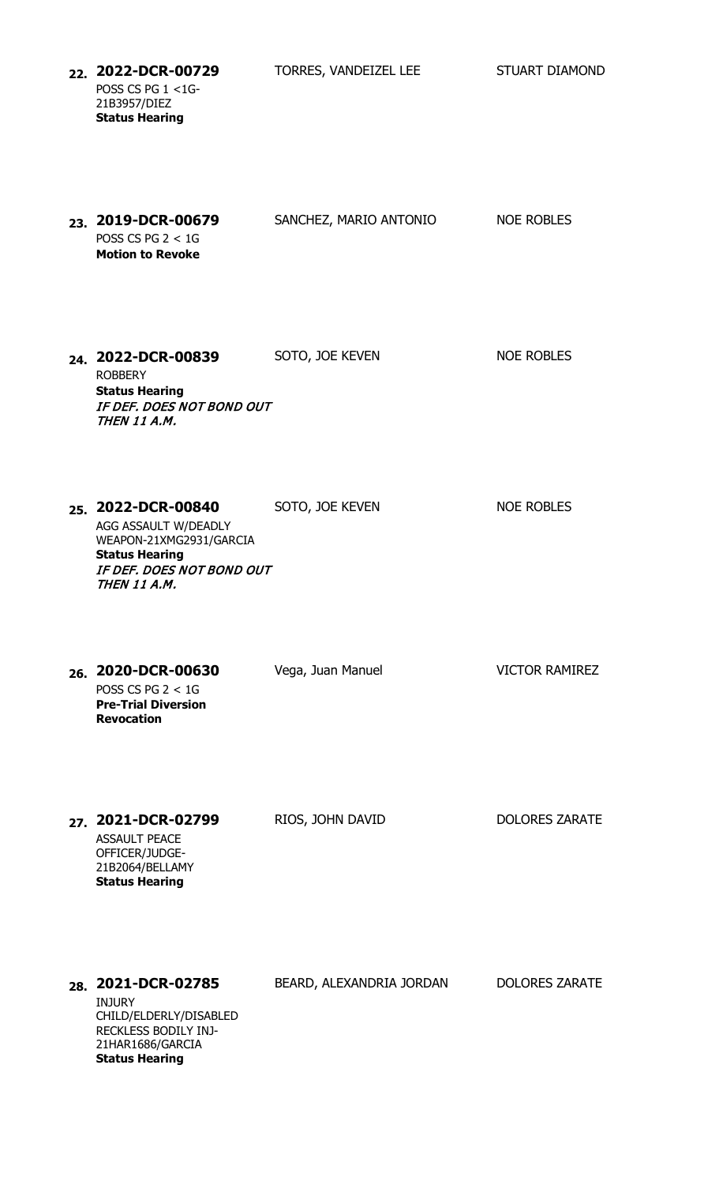22. **2022-DCR-00729** — TORRES, VANDEIZEL LEE — STUART DIAMOND
POSS CS PG 1 <1G-21B3957/DIEZ
**Status Hearing**

23. **2019-DCR-00679** — SANCHEZ, MARIO ANTONIO — NOE ROBLES
POSS CS PG 2 < 1G
**Motion to Revoke**

24. **2022-DCR-00839** — SOTO, JOE KEVEN — NOE ROBLES
ROBBERY
**Status Hearing**
***IF DEF. DOES NOT BOND OUT THEN 11 A.M.***

25. **2022-DCR-00840** — SOTO, JOE KEVEN — NOE ROBLES
AGG ASSAULT W/DEADLY WEAPON-21XMG2931/GARCIA
**Status Hearing**
***IF DEF. DOES NOT BOND OUT THEN 11 A.M.***

26. **2020-DCR-00630** — Vega, Juan Manuel — VICTOR RAMIREZ
POSS CS PG 2 < 1G
**Pre-Trial Diversion Revocation**

27. **2021-DCR-02799** — RIOS, JOHN DAVID — DOLORES ZARATE
ASSAULT PEACE OFFICER/JUDGE-21B2064/BELLAMY
**Status Hearing**

28. **2021-DCR-02785** — BEARD, ALEXANDRIA JORDAN — DOLORES ZARATE
INJURY CHILD/ELDERLY/DISABLED RECKLESS BODILY INJ-21HAR1686/GARCIA
**Status Hearing**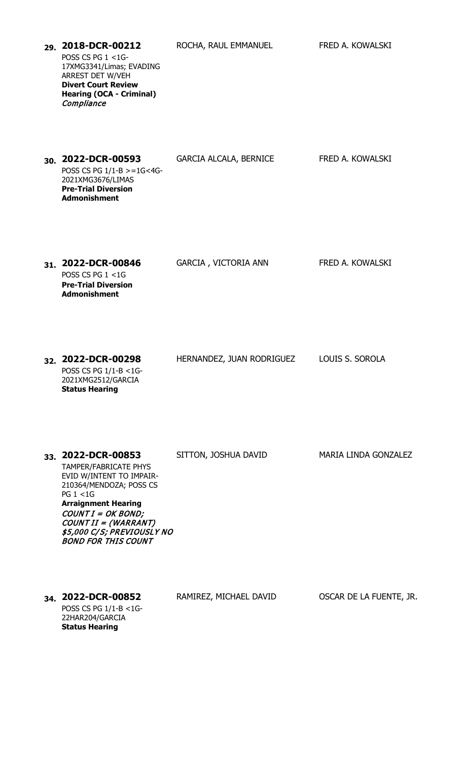**29. 2018-DCR-00212** ROCHA, RAUL EMMANUEL FRED A. KOWALSKI

POSS CS PG 1 <1G-17XMG3341/Limas; EVADING ARREST DET W/VEH
**Divert Court Review Hearing (OCA - Criminal)**
*Compliance*

**30. 2022-DCR-00593** GARCIA ALCALA, BERNICE FRED A. KOWALSKI

POSS CS PG 1/1-B >=1G<4G-2021XMG3676/LIMAS
**Pre-Trial Diversion Admonishment**

**31. 2022-DCR-00846** GARCIA , VICTORIA ANN FRED A. KOWALSKI

POSS CS PG 1 <1G
**Pre-Trial Diversion Admonishment**

**32. 2022-DCR-00298** HERNANDEZ, JUAN RODRIGUEZ LOUIS S. SOROLA

POSS CS PG 1/1-B <1G-2021XMG2512/GARCIA
**Status Hearing**

**33. 2022-DCR-00853** SITTON, JOSHUA DAVID MARIA LINDA GONZALEZ

TAMPER/FABRICATE PHYS EVID W/INTENT TO IMPAIR-210364/MENDOZA; POSS CS PG 1 <1G
**Arraignment Hearing**
***COUNT I = OK BOND; COUNT II = (WARRANT) $5,000 C/S; PREVIOUSLY NO BOND FOR THIS COUNT***

**34. 2022-DCR-00852** RAMIREZ, MICHAEL DAVID OSCAR DE LA FUENTE, JR.

POSS CS PG 1/1-B <1G-22HAR204/GARCIA
**Status Hearing**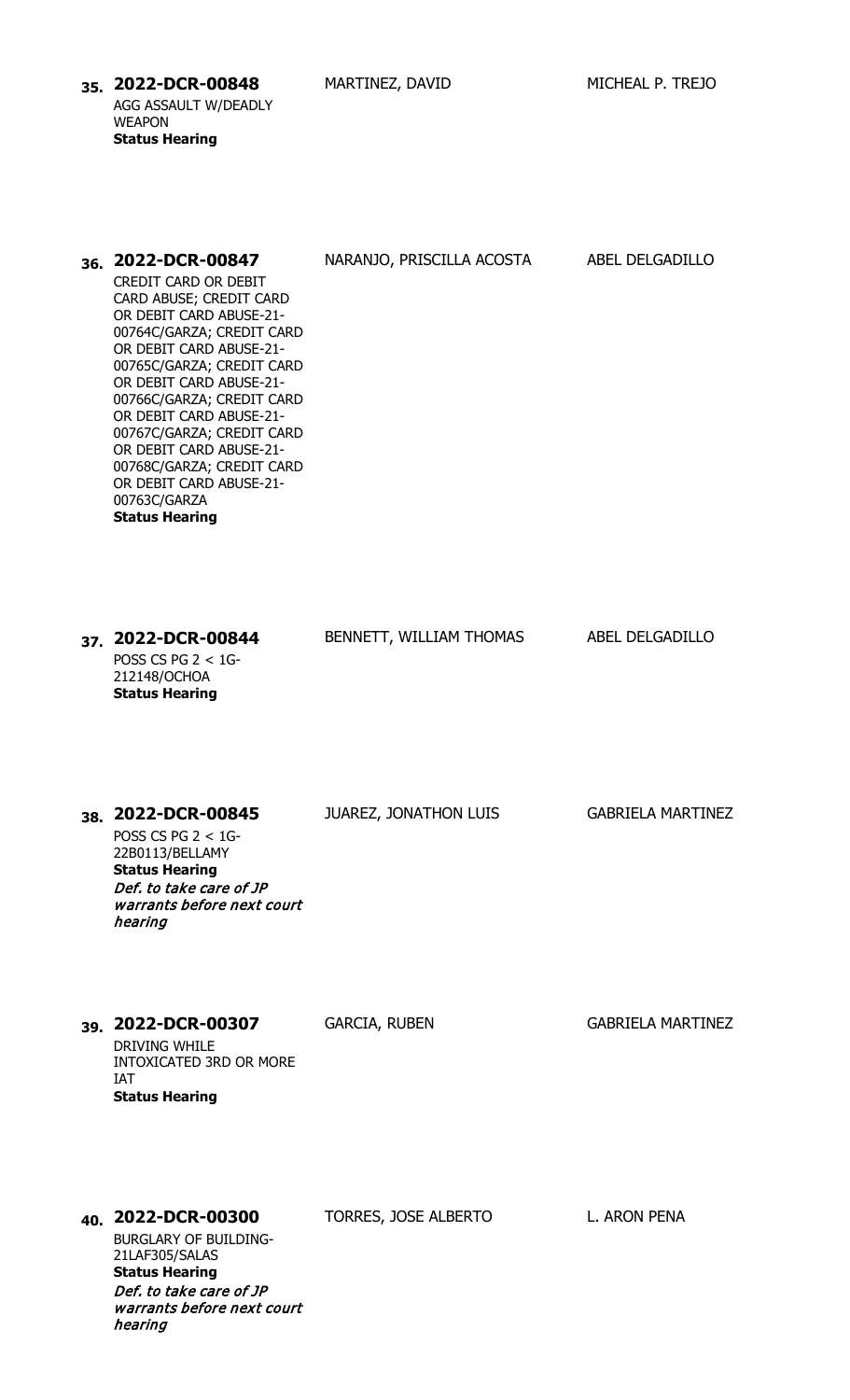**35. 2022-DCR-00848** | MARTINEZ, DAVID | MICHEAL P. TREJO

AGG ASSAULT W/DEADLY WEAPON
**Status Hearing**

**36. 2022-DCR-00847** | NARANJO, PRISCILLA ACOSTA | ABEL DELGADILLO

CREDIT CARD OR DEBIT CARD ABUSE; CREDIT CARD OR DEBIT CARD ABUSE-21-00764C/GARZA; CREDIT CARD OR DEBIT CARD ABUSE-21-00765C/GARZA; CREDIT CARD OR DEBIT CARD ABUSE-21-00766C/GARZA; CREDIT CARD OR DEBIT CARD ABUSE-21-00767C/GARZA; CREDIT CARD OR DEBIT CARD ABUSE-21-00768C/GARZA; CREDIT CARD OR DEBIT CARD ABUSE-21-00763C/GARZA
**Status Hearing**

**37. 2022-DCR-00844** | BENNETT, WILLIAM THOMAS | ABEL DELGADILLO

POSS CS PG 2 < 1G-212148/OCHOA
**Status Hearing**

**38. 2022-DCR-00845** | JUAREZ, JONATHON LUIS | GABRIELA MARTINEZ

POSS CS PG 2 < 1G-22B0113/BELLAMY
**Status Hearing**
*Def. to take care of JP warrants before next court hearing*

**39. 2022-DCR-00307** | GARCIA, RUBEN | GABRIELA MARTINEZ

DRIVING WHILE INTOXICATED 3RD OR MORE IAT
**Status Hearing**

**40. 2022-DCR-00300** | TORRES, JOSE ALBERTO | L. ARON PENA

BURGLARY OF BUILDING-21LAF305/SALAS
**Status Hearing**
*Def. to take care of JP warrants before next court hearing*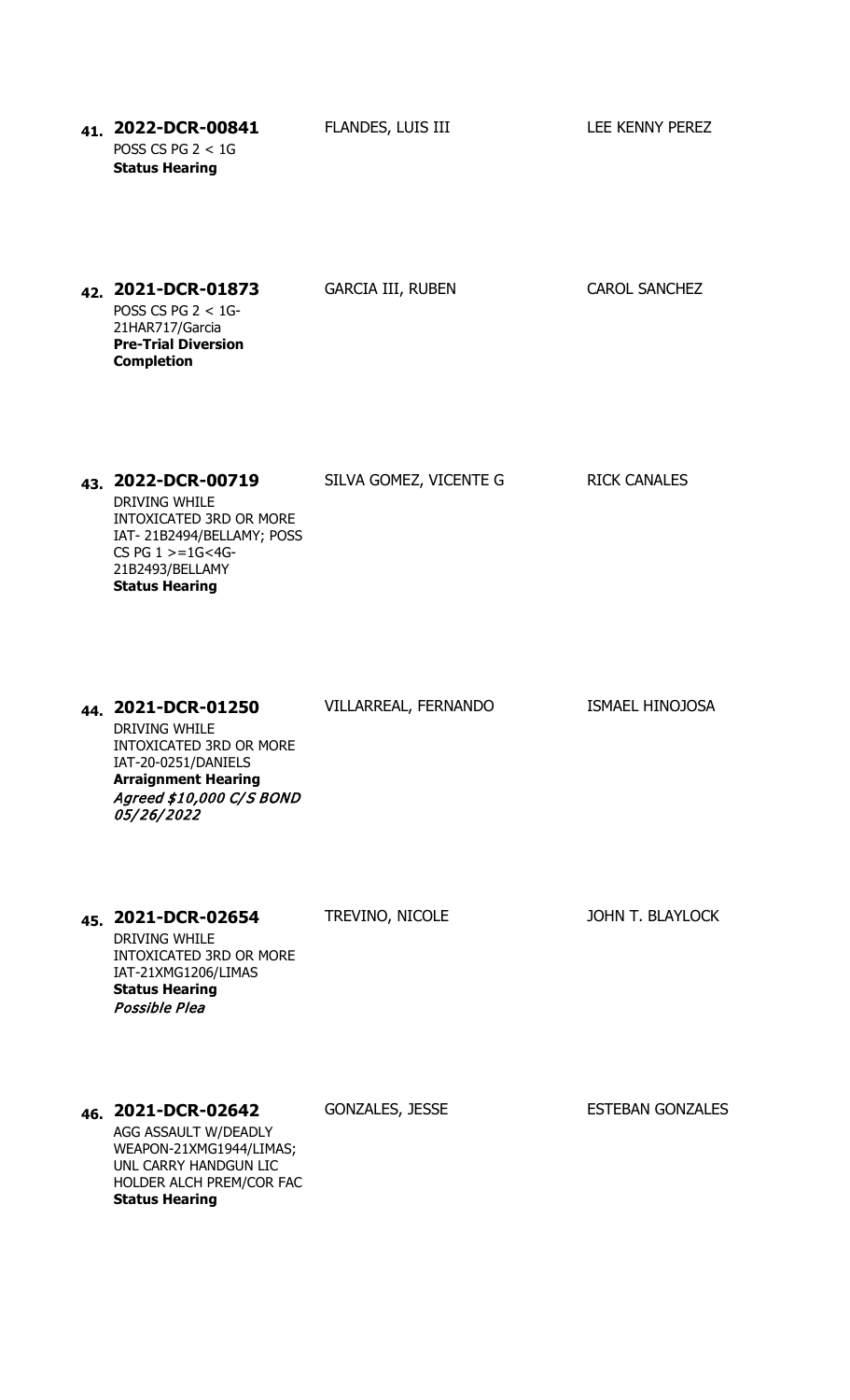41. **2022-DCR-00841** FLANDES, LUIS III LEE KENNY PEREZ
POSS CS PG 2 < 1G
**Status Hearing**

42. **2021-DCR-01873** GARCIA III, RUBEN CAROL SANCHEZ
POSS CS PG 2 < 1G-21HAR717/Garcia
**Pre-Trial Diversion Completion**

43. **2022-DCR-00719** SILVA GOMEZ, VICENTE G RICK CANALES
DRIVING WHILE INTOXICATED 3RD OR MORE IAT- 21B2494/BELLAMY; POSS CS PG 1 >=1G<4G-21B2493/BELLAMY
**Status Hearing**

44. **2021-DCR-01250** VILLARREAL, FERNANDO ISMAEL HINOJOSA
DRIVING WHILE INTOXICATED 3RD OR MORE IAT-20-0251/DANIELS
**Arraignment Hearing**
*Agreed $10,000 C/S BOND 05/26/2022*

45. **2021-DCR-02654** TREVINO, NICOLE JOHN T. BLAYLOCK
DRIVING WHILE INTOXICATED 3RD OR MORE IAT-21XMG1206/LIMAS
**Status Hearing**
*Possible Plea*

46. **2021-DCR-02642** GONZALES, JESSE ESTEBAN GONZALES
AGG ASSAULT W/DEADLY WEAPON-21XMG1944/LIMAS; UNL CARRY HANDGUN LIC HOLDER ALCH PREM/COR FAC
**Status Hearing**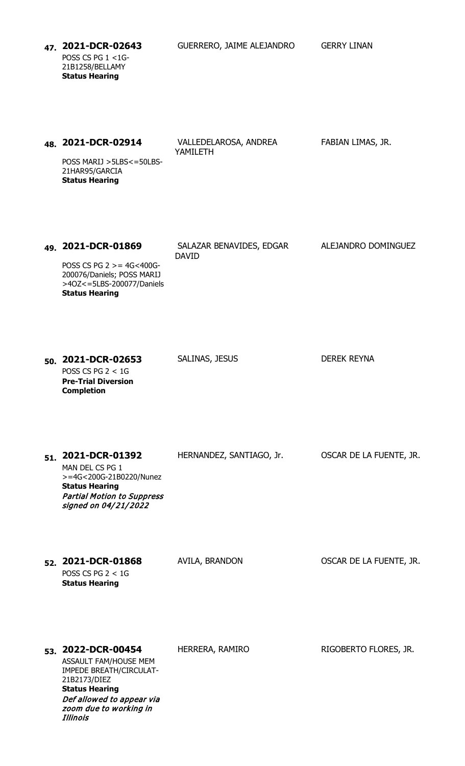**47. 2021-DCR-02643**
POSS CS PG 1 <1G-21B1258/BELLAMY
**Status Hearing**

GUERRERO, JAIME ALEJANDRO

GERRY LINAN

**48. 2021-DCR-02914**
POSS MARIJ >5LBS<=50LBS-21HAR95/GARCIA
**Status Hearing**

VALLEDELAROSA, ANDREA YAMILETH

FABIAN LIMAS, JR.

**49. 2021-DCR-01869**
POSS CS PG 2 >= 4G<400G-200076/Daniels; POSS MARIJ >4OZ<=5LBS-200077/Daniels
**Status Hearing**

SALAZAR BENAVIDES, EDGAR DAVID

ALEJANDRO DOMINGUEZ

**50. 2021-DCR-02653**
POSS CS PG 2 < 1G
**Pre-Trial Diversion Completion**

SALINAS, JESUS

DEREK REYNA

**51. 2021-DCR-01392**
MAN DEL CS PG 1 >=4G<200G-21B0220/Nunez
**Status Hearing**
*Partial Motion to Suppress signed on 04/21/2022*

HERNANDEZ, SANTIAGO, Jr.

OSCAR DE LA FUENTE, JR.

**52. 2021-DCR-01868**
POSS CS PG 2 < 1G
**Status Hearing**

AVILA, BRANDON

OSCAR DE LA FUENTE, JR.

**53. 2022-DCR-00454**
ASSAULT FAM/HOUSE MEM IMPEDE BREATH/CIRCULAT-21B2173/DIEZ
**Status Hearing**
*Def allowed to appear via zoom due to working in Illinois*

HERRERA, RAMIRO

RIGOBERTO FLORES, JR.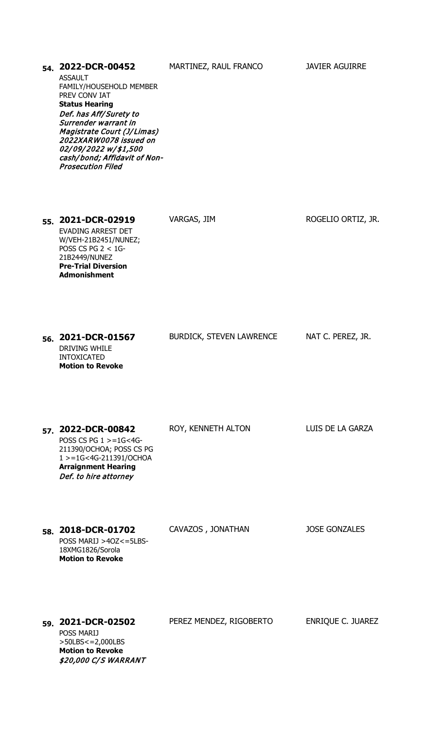**54. 2022-DCR-00452**

ASSAULT FAMILY/HOUSEHOLD MEMBER PREV CONV IAT
**Status Hearing**
*Def. has Aff/Surety to Surrender warrant in Magistrate Court (J/Limas) 2022XARW0078 issued on 02/09/2022 w/$1,500 cash/bond; Affidavit of Non-Prosecution Filed*

MARTINEZ, RAUL FRANCO

JAVIER AGUIRRE

**55. 2021-DCR-02919**

EVADING ARREST DET W/VEH-21B2451/NUNEZ; POSS CS PG 2 < 1G-21B2449/NUNEZ
**Pre-Trial Diversion Admonishment**

VARGAS, JIM

ROGELIO ORTIZ, JR.

**56. 2021-DCR-01567**

DRIVING WHILE INTOXICATED
**Motion to Revoke**

BURDICK, STEVEN LAWRENCE

NAT C. PEREZ, JR.

**57. 2022-DCR-00842**

POSS CS PG 1 >=1G<4G-211390/OCHOA; POSS CS PG 1 >=1G<4G-211391/OCHOA
**Arraignment Hearing**
*Def. to hire attorney*

ROY, KENNETH ALTON

LUIS DE LA GARZA

**58. 2018-DCR-01702**

POSS MARIJ >4OZ<=5LBS-18XMG1826/Sorola
**Motion to Revoke**

CAVAZOS , JONATHAN

JOSE GONZALES

**59. 2021-DCR-02502**

POSS MARIJ >50LBS<=2,000LBS
**Motion to Revoke**
***$20,000 C/S WARRANT***

PEREZ MENDEZ, RIGOBERTO

ENRIQUE C. JUAREZ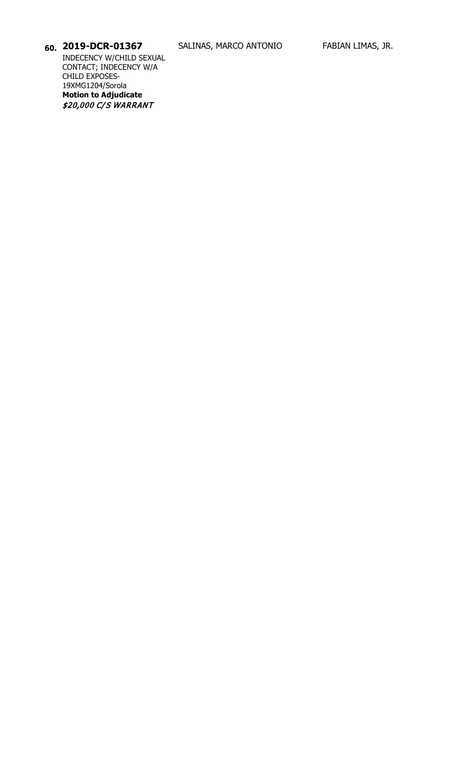**60. 2019-DCR-01367** SALINAS, MARCO ANTONIO FABIAN LIMAS, JR.

INDECENCY W/CHILD SEXUAL CONTACT; INDECENCY W/A CHILD EXPOSES-19XMG1204/Sorola

**Motion to Adjudicate**

***$20,000 C/S WARRANT***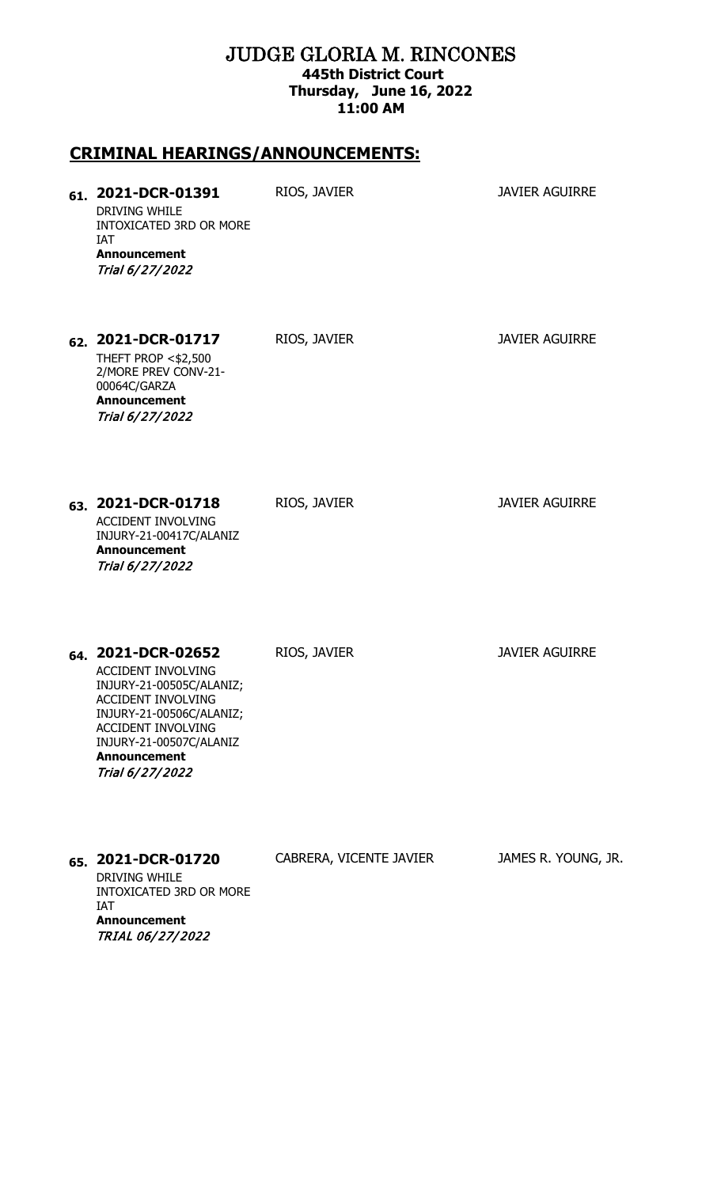# JUDGE GLORIA M. RINCONES

**445th District Court**
**Thursday, June 16, 2022**
**11:00 AM**

## CRIMINAL HEARINGS/ANNOUNCEMENTS:

| No. | Case | Defendant | Attorney |
|---|---|---|---|
| 61. | **2021-DCR-01391**<br>DRIVING WHILE INTOXICATED 3RD OR MORE IAT<br>**Announcement**<br>*Trial 6/27/2022* | RIOS, JAVIER | JAVIER AGUIRRE |
| 62. | **2021-DCR-01717**<br>THEFT PROP <$2,500 2/MORE PREV CONV-21-00064C/GARZA<br>**Announcement**<br>*Trial 6/27/2022* | RIOS, JAVIER | JAVIER AGUIRRE |
| 63. | **2021-DCR-01718**<br>ACCIDENT INVOLVING INJURY-21-00417C/ALANIZ<br>**Announcement**<br>*Trial 6/27/2022* | RIOS, JAVIER | JAVIER AGUIRRE |
| 64. | **2021-DCR-02652**<br>ACCIDENT INVOLVING INJURY-21-00505C/ALANIZ; ACCIDENT INVOLVING INJURY-21-00506C/ALANIZ; ACCIDENT INVOLVING INJURY-21-00507C/ALANIZ<br>**Announcement**<br>*Trial 6/27/2022* | RIOS, JAVIER | JAVIER AGUIRRE |
| 65. | **2021-DCR-01720**<br>DRIVING WHILE INTOXICATED 3RD OR MORE IAT<br>**Announcement**<br>*TRIAL 06/27/2022* | CABRERA, VICENTE JAVIER | JAMES R. YOUNG, JR. |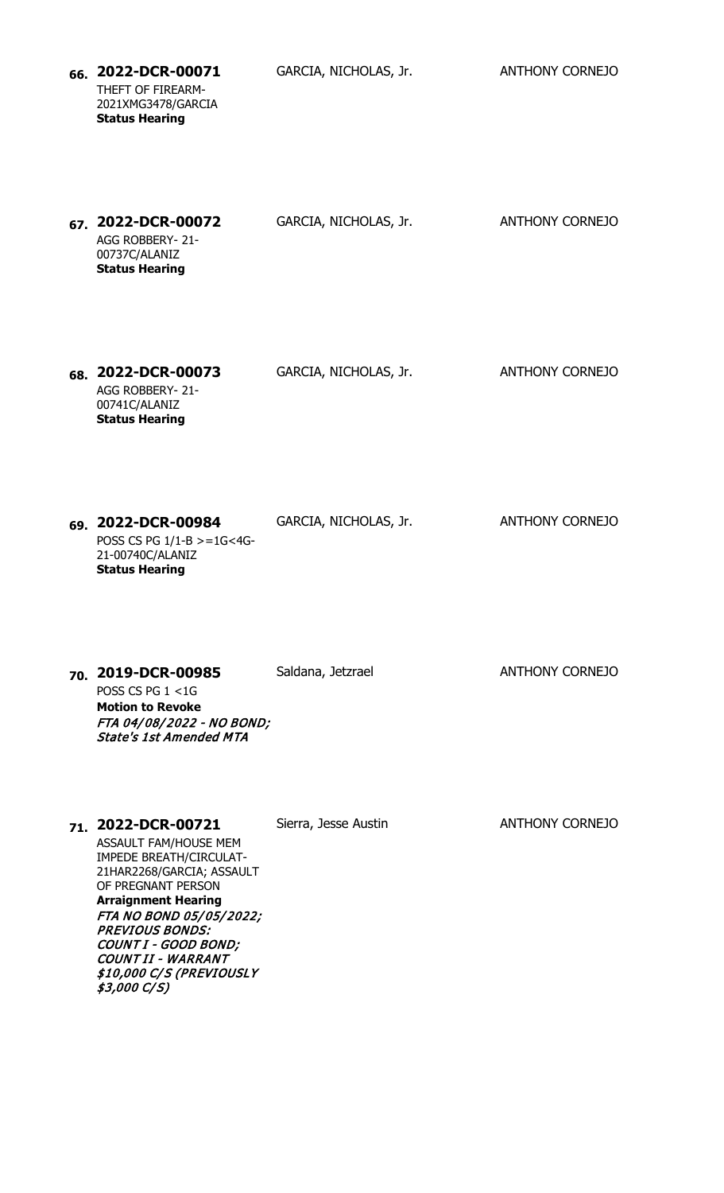| # | Case | Defendant | Attorney |
|---|---|---|---|
| **66.** | **2022-DCR-00071**<br>THEFT OF FIREARM-2021XMG3478/GARCIA<br>**Status Hearing** | GARCIA, NICHOLAS, Jr. | ANTHONY CORNEJO |
| **67.** | **2022-DCR-00072**<br>AGG ROBBERY- 21-00737C/ALANIZ<br>**Status Hearing** | GARCIA, NICHOLAS, Jr. | ANTHONY CORNEJO |
| **68.** | **2022-DCR-00073**<br>AGG ROBBERY- 21-00741C/ALANIZ<br>**Status Hearing** | GARCIA, NICHOLAS, Jr. | ANTHONY CORNEJO |
| **69.** | **2022-DCR-00984**<br>POSS CS PG 1/1-B >=1G<4G-21-00740C/ALANIZ<br>**Status Hearing** | GARCIA, NICHOLAS, Jr. | ANTHONY CORNEJO |
| **70.** | **2019-DCR-00985**<br>POSS CS PG 1 <1G<br>**Motion to Revoke**<br>***FTA 04/08/2022 - NO BOND; State's 1st Amended MTA*** | Saldana, Jetzrael | ANTHONY CORNEJO |
| **71.** | **2022-DCR-00721**<br>ASSAULT FAM/HOUSE MEM IMPEDE BREATH/CIRCULAT-21HAR2268/GARCIA; ASSAULT OF PREGNANT PERSON<br>**Arraignment Hearing**<br>***FTA NO BOND 05/05/2022; PREVIOUS BONDS: COUNT I - GOOD BOND; COUNT II - WARRANT $10,000 C/S (PREVIOUSLY $3,000 C/S)*** | Sierra, Jesse Austin | ANTHONY CORNEJO |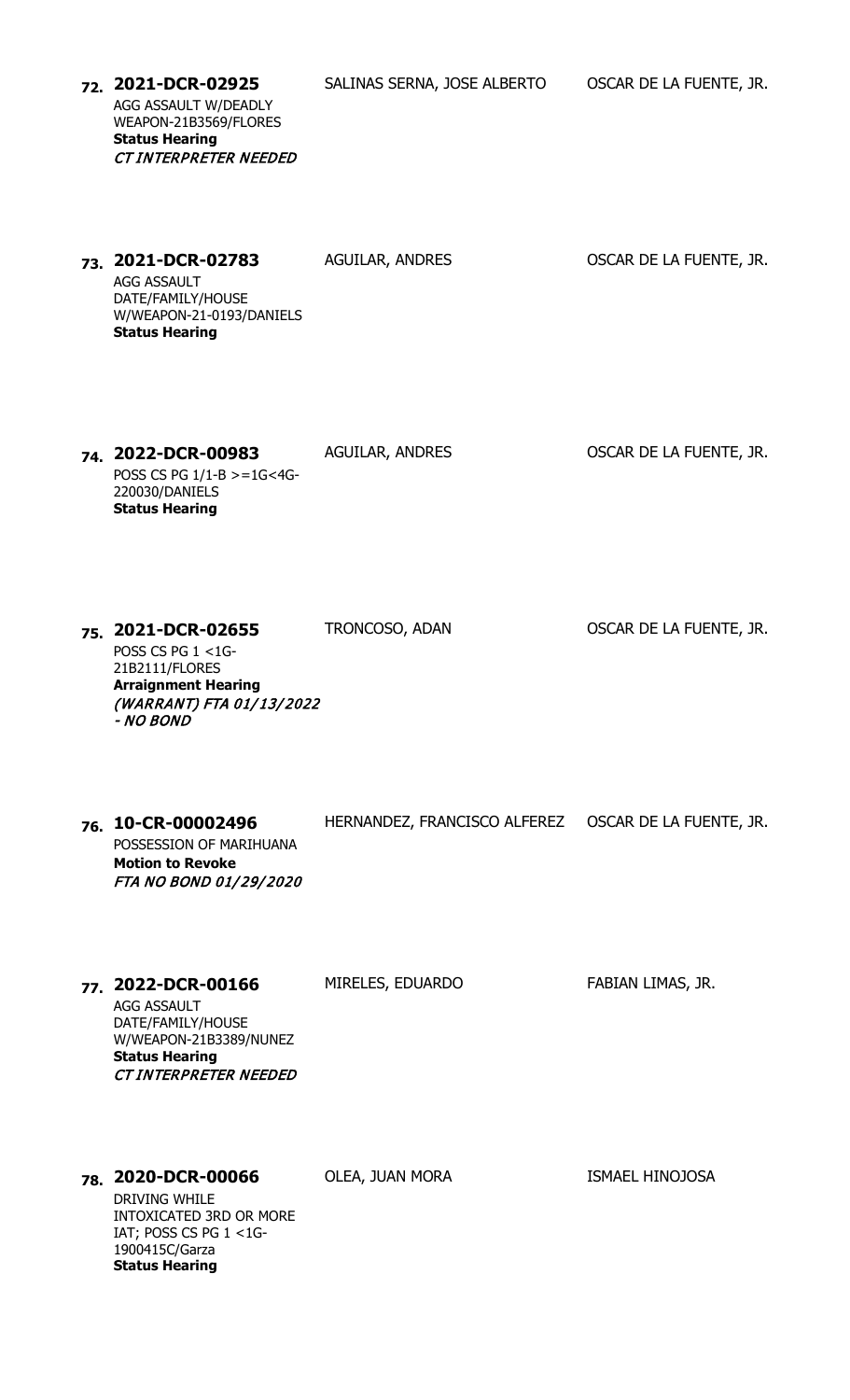**72. 2021-DCR-02925** | SALINAS SERNA, JOSE ALBERTO | OSCAR DE LA FUENTE, JR.

AGG ASSAULT W/DEADLY WEAPON-21B3569/FLORES
**Status Hearing**
***CT INTERPRETER NEEDED***

**73. 2021-DCR-02783** | AGUILAR, ANDRES | OSCAR DE LA FUENTE, JR.

AGG ASSAULT DATE/FAMILY/HOUSE W/WEAPON-21-0193/DANIELS
**Status Hearing**

**74. 2022-DCR-00983** | AGUILAR, ANDRES | OSCAR DE LA FUENTE, JR.

POSS CS PG 1/1-B >=1G<4G-220030/DANIELS
**Status Hearing**

**75. 2021-DCR-02655** | TRONCOSO, ADAN | OSCAR DE LA FUENTE, JR.

POSS CS PG 1 <1G-21B2111/FLORES
**Arraignment Hearing**
***(WARRANT) FTA 01/13/2022 - NO BOND***

**76. 10-CR-00002496** | HERNANDEZ, FRANCISCO ALFEREZ | OSCAR DE LA FUENTE, JR.

POSSESSION OF MARIHUANA
**Motion to Revoke**
***FTA NO BOND 01/29/2020***

**77. 2022-DCR-00166** | MIRELES, EDUARDO | FABIAN LIMAS, JR.

AGG ASSAULT DATE/FAMILY/HOUSE W/WEAPON-21B3389/NUNEZ
**Status Hearing**
***CT INTERPRETER NEEDED***

**78. 2020-DCR-00066** | OLEA, JUAN MORA | ISMAEL HINOJOSA

DRIVING WHILE INTOXICATED 3RD OR MORE IAT; POSS CS PG 1 <1G-1900415C/Garza
**Status Hearing**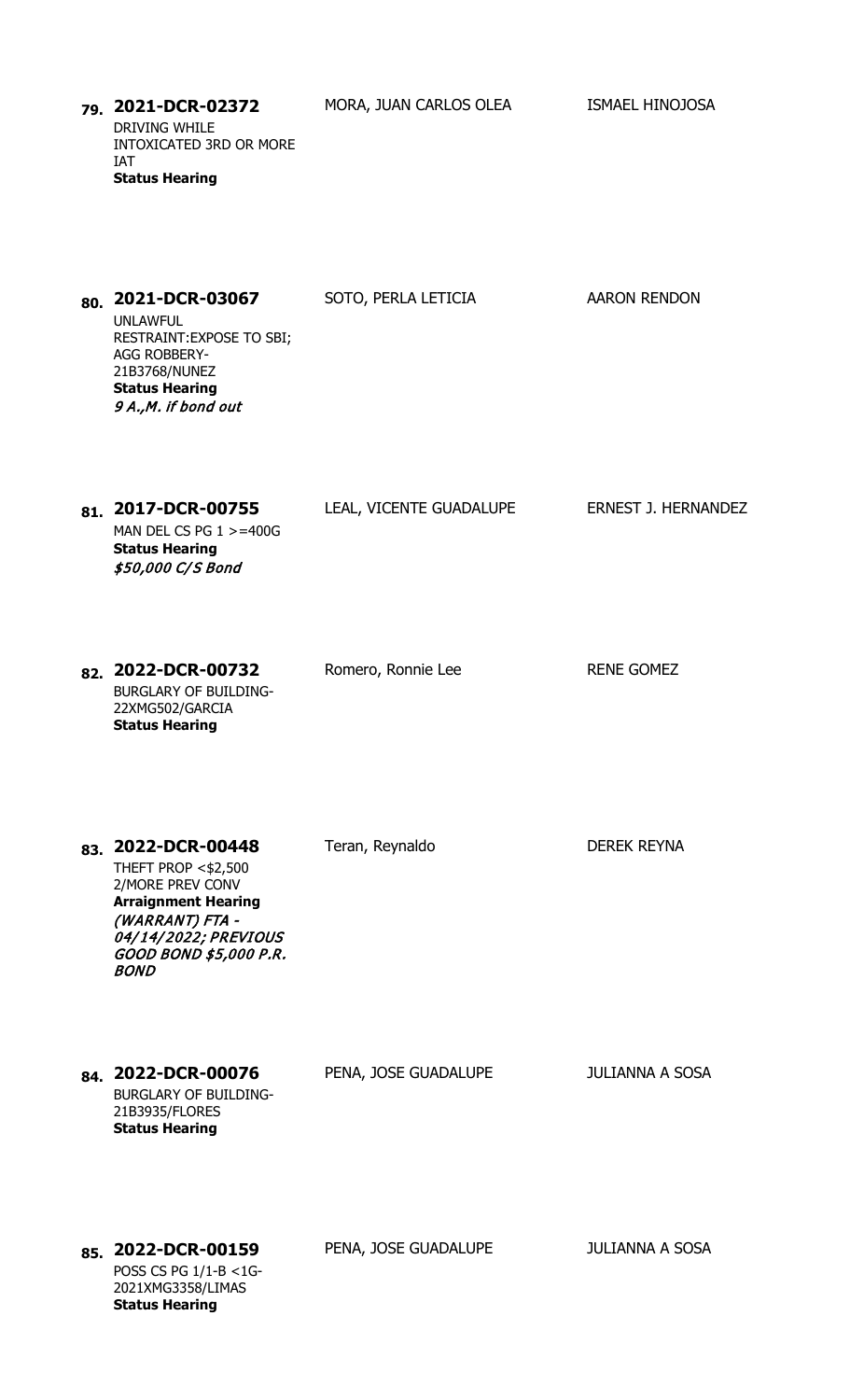| # | Case / Charge | Defendant | Attorney |
|---|---|---|---|
| 79. | **2021-DCR-02372**<br>DRIVING WHILE INTOXICATED 3RD OR MORE IAT<br>**Status Hearing** | MORA, JUAN CARLOS OLEA | ISMAEL HINOJOSA |
| 80. | **2021-DCR-03067**<br>UNLAWFUL RESTRAINT:EXPOSE TO SBI; AGG ROBBERY-21B3768/NUNEZ<br>**Status Hearing**<br>***9 A.,M. if bond out*** | SOTO, PERLA LETICIA | AARON RENDON |
| 81. | **2017-DCR-00755**<br>MAN DEL CS PG 1 >=400G<br>**Status Hearing**<br>***$50,000 C/S Bond*** | LEAL, VICENTE GUADALUPE | ERNEST J. HERNANDEZ |
| 82. | **2022-DCR-00732**<br>BURGLARY OF BUILDING-22XMG502/GARCIA<br>**Status Hearing** | Romero, Ronnie Lee | RENE GOMEZ |
| 83. | **2022-DCR-00448**<br>THEFT PROP <$2,500 2/MORE PREV CONV<br>**Arraignment Hearing**<br>***(WARRANT) FTA - 04/14/2022; PREVIOUS GOOD BOND $5,000 P.R. BOND*** | Teran, Reynaldo | DEREK REYNA |
| 84. | **2022-DCR-00076**<br>BURGLARY OF BUILDING-21B3935/FLORES<br>**Status Hearing** | PENA, JOSE GUADALUPE | JULIANNA A SOSA |
| 85. | **2022-DCR-00159**<br>POSS CS PG 1/1-B <1G-2021XMG3358/LIMAS<br>**Status Hearing** | PENA, JOSE GUADALUPE | JULIANNA A SOSA |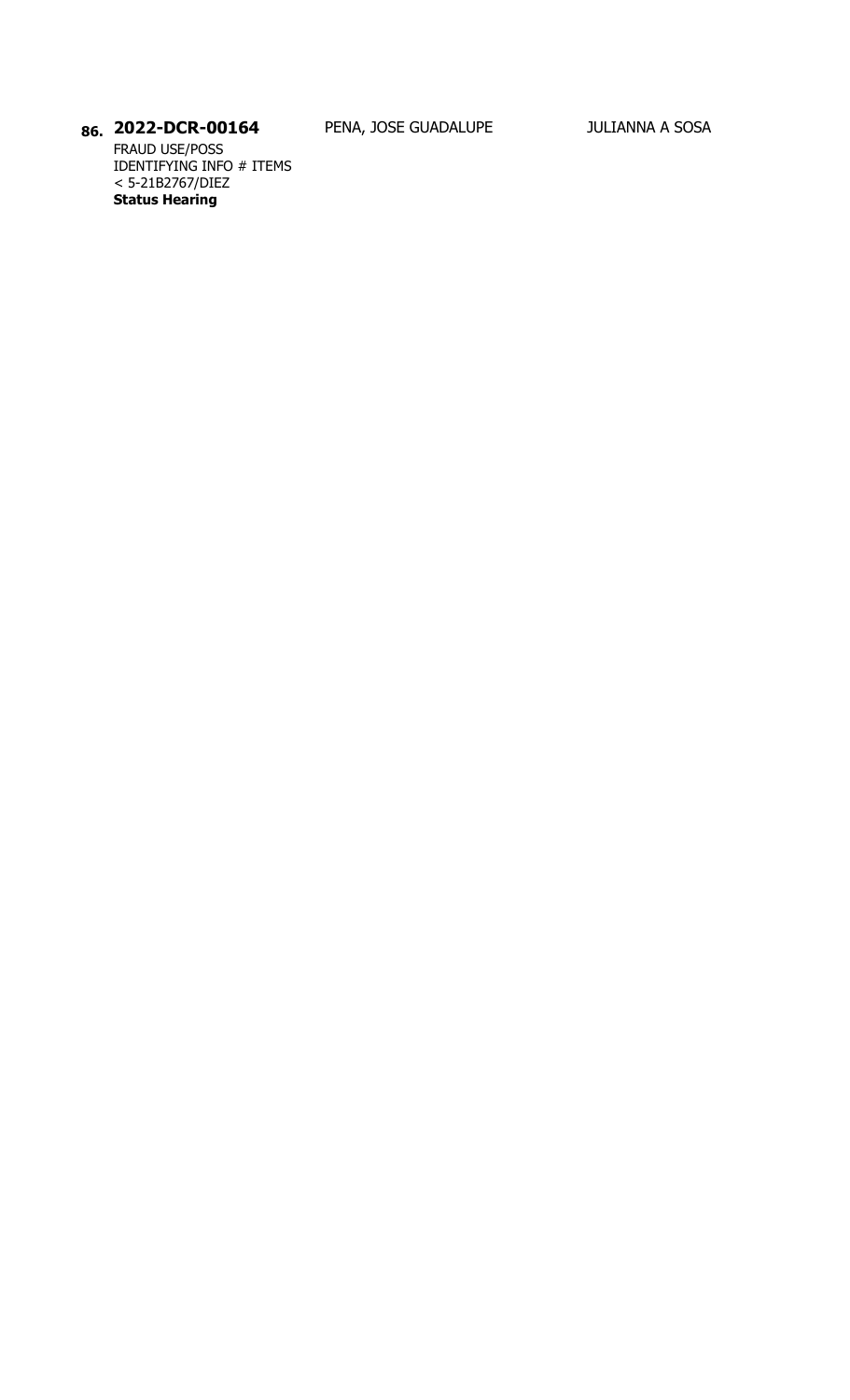**86. 2022-DCR-00164** PENA, JOSE GUADALUPE JULIANNA A SOSA

FRAUD USE/POSS
IDENTIFYING INFO # ITEMS
< 5-21B2767/DIEZ
**Status Hearing**